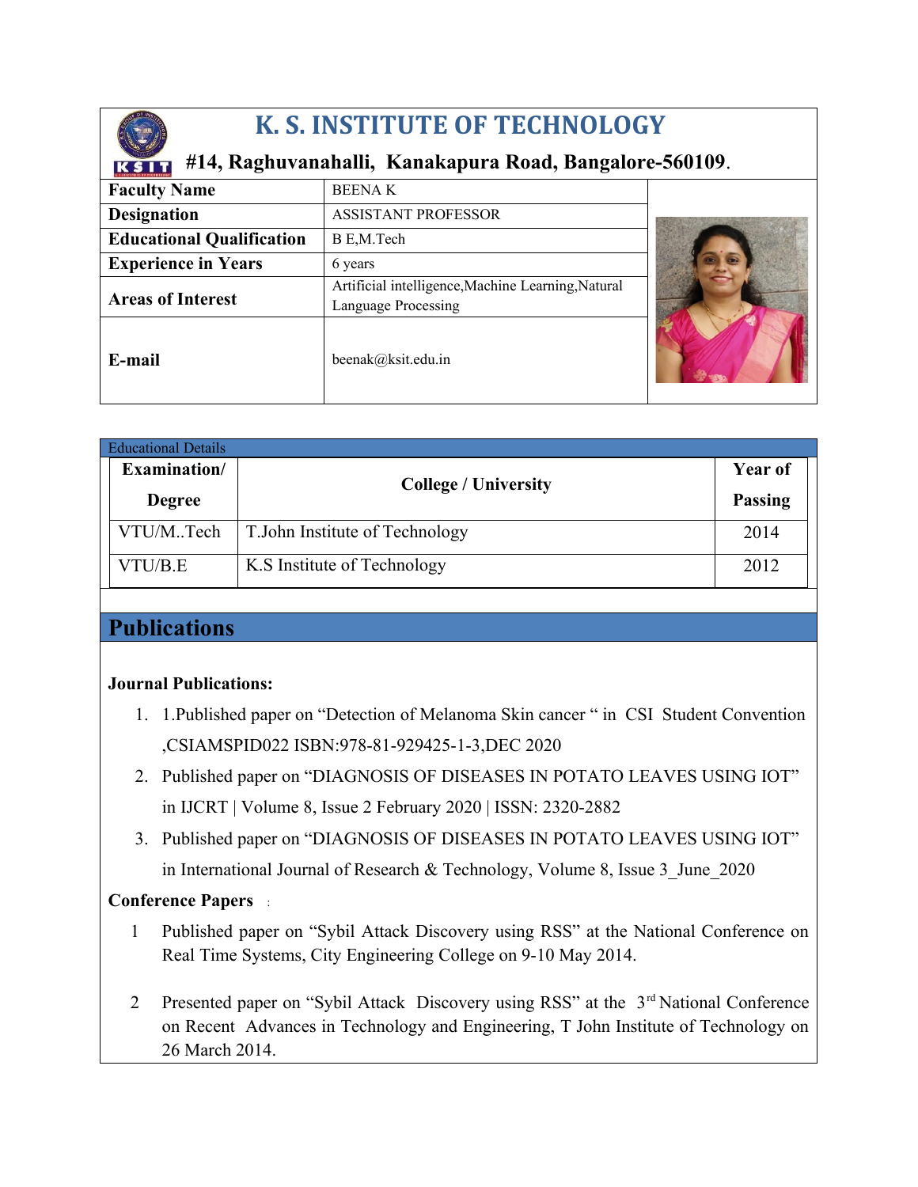# K. S. INSTITUTE OF TECHNOLOGY

**#14, Raghuvanahalli, Kanakapura Road, Bangalore-560109.**

| | |
|---|---|
| **Faculty Name** | BEENA K |
| **Designation** | ASSISTANT PROFESSOR |
| **Educational Qualification** | B E,M.Tech |
| **Experience in Years** | 6 years |
| **Areas of Interest** | Artificial intelligence,Machine Learning,Natural Language Processing |
| **E-mail** | beenak@ksit.edu.in |

## Educational Details

| Examination/ Degree | College / University | Year of Passing |
|---|---|---|
| VTU/M..Tech | T.John Institute of Technology | 2014 |
| VTU/B.E | K.S Institute of Technology | 2012 |

## Publications

**Journal Publications:**

1. 1.Published paper on "Detection of Melanoma Skin cancer " in CSI Student Convention ,CSIAMSPID022 ISBN:978-81-929425-1-3,DEC 2020
2. Published paper on "DIAGNOSIS OF DISEASES IN POTATO LEAVES USING IOT" in IJCRT | Volume 8, Issue 2 February 2020 | ISSN: 2320-2882
3. Published paper on "DIAGNOSIS OF DISEASES IN POTATO LEAVES USING IOT" in International Journal of Research & Technology, Volume 8, Issue 3_June_2020

**Conference Papers** :

1 Published paper on "Sybil Attack Discovery using RSS" at the National Conference on Real Time Systems, City Engineering College on 9-10 May 2014.

2 Presented paper on "Sybil Attack Discovery using RSS" at the 3rd National Conference on Recent Advances in Technology and Engineering, T John Institute of Technology on 26 March 2014.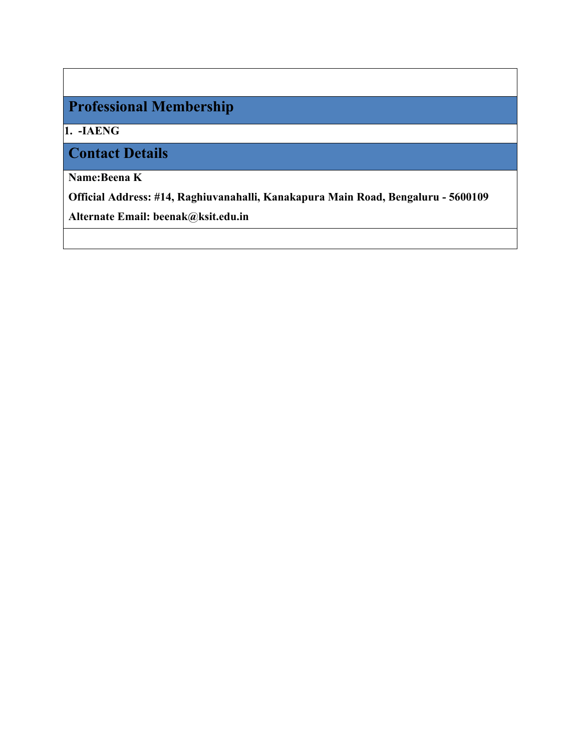## Professional Membership

**1. -IAENG**

## Contact Details

**Name:Beena K**

**Official Address: #14, Raghiuvanahalli, Kanakapura Main Road, Bengaluru - 5600109**

**Alternate Email: beenak@ksit.edu.in**